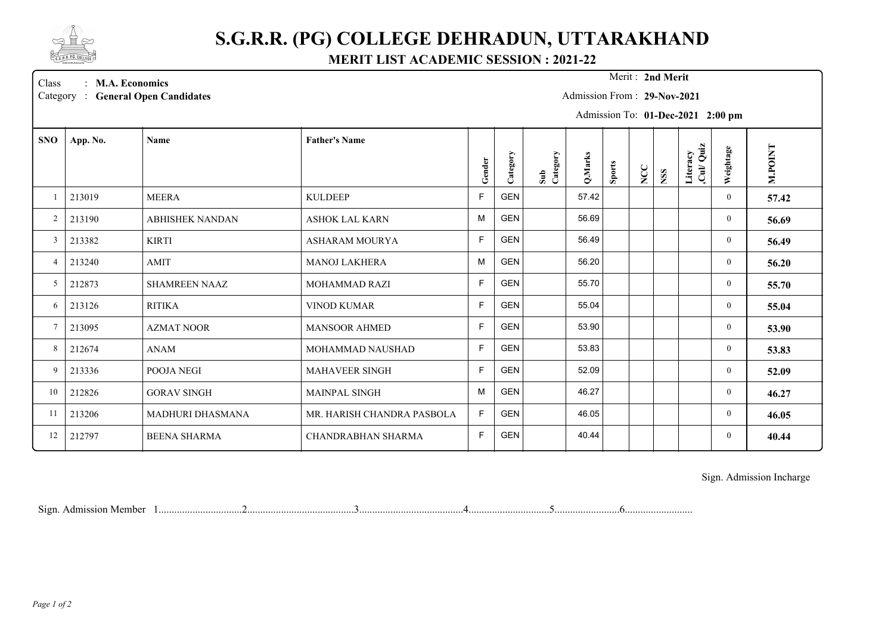# S.G.R.R. (PG) COLLEGE DEHRADUN, UTTARAKHAND

## MERIT LIST ACADEMIC SESSION : 2021-22

Class : **M.A. Economics**
Category : **General Open Candidates**

Merit : **2nd Merit**
Admission From : **29-Nov-2021**
Admission To: **01-Dec-2021 2:00 pm**

| SNO | App. No. | Name | Father's Name | Gender | Category | Sub Category | Q.Marks | Sports | NCC | NSS | Literacy ,Cul/ Quiz | Weightage | M.POINT |
|---|---|---|---|---|---|---|---|---|---|---|---|---|---|
| 1 | 213019 | MEERA | KULDEEP | F | GEN | | 57.42 | | | | | 0 | **57.42** |
| 2 | 213190 | ABHISHEK NANDAN | ASHOK LAL KARN | M | GEN | | 56.69 | | | | | 0 | **56.69** |
| 3 | 213382 | KIRTI | ASHARAM MOURYA | F | GEN | | 56.49 | | | | | 0 | **56.49** |
| 4 | 213240 | AMIT | MANOJ LAKHERA | M | GEN | | 56.20 | | | | | 0 | **56.20** |
| 5 | 212873 | SHAMREEN NAAZ | MOHAMMAD RAZI | F | GEN | | 55.70 | | | | | 0 | **55.70** |
| 6 | 213126 | RITIKA | VINOD KUMAR | F | GEN | | 55.04 | | | | | 0 | **55.04** |
| 7 | 213095 | AZMAT NOOR | MANSOOR AHMED | F | GEN | | 53.90 | | | | | 0 | **53.90** |
| 8 | 212674 | ANAM | MOHAMMAD NAUSHAD | F | GEN | | 53.83 | | | | | 0 | **53.83** |
| 9 | 213336 | POOJA NEGI | MAHAVEER SINGH | F | GEN | | 52.09 | | | | | 0 | **52.09** |
| 10 | 212826 | GORAV SINGH | MAINPAL SINGH | M | GEN | | 46.27 | | | | | 0 | **46.27** |
| 11 | 213206 | MADHURI DHASMANA | MR. HARISH CHANDRA PASBOLA | F | GEN | | 46.05 | | | | | 0 | **46.05** |
| 12 | 212797 | BEENA SHARMA | CHANDRABHAN SHARMA | F | GEN | | 40.44 | | | | | 0 | **40.44** |

Sign. Admission Incharge

Sign. Admission Member 1................................2..........................................3........................................4...............................5........................6..........................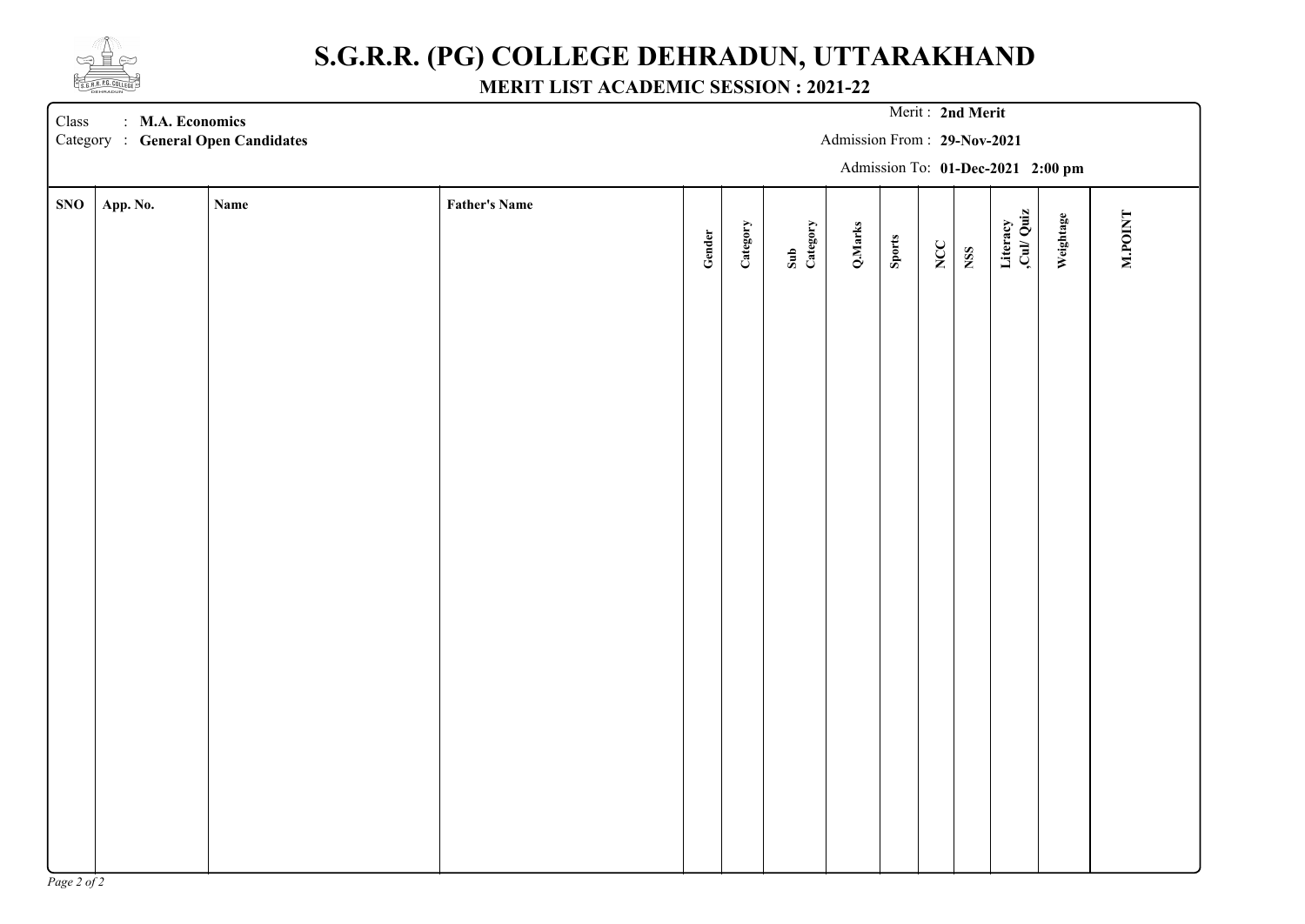# S.G.R.R. (PG) COLLEGE DEHRADUN, UTTARAKHAND

## MERIT LIST ACADEMIC SESSION : 2021-22

Class : **M.A. Economics**
Category : **General Open Candidates**

Merit : **2nd Merit**
Admission From : **29-Nov-2021**
Admission To: **01-Dec-2021 2:00 pm**

| SNO | App. No. | Name | Father's Name | Gender | Category | Sub Category | Q.Marks | Sports | NCC | NSS | Literacy ,Cul/ Quiz | Weightage | M.POINT |
|---|---|---|---|---|---|---|---|---|---|---|---|---|---|